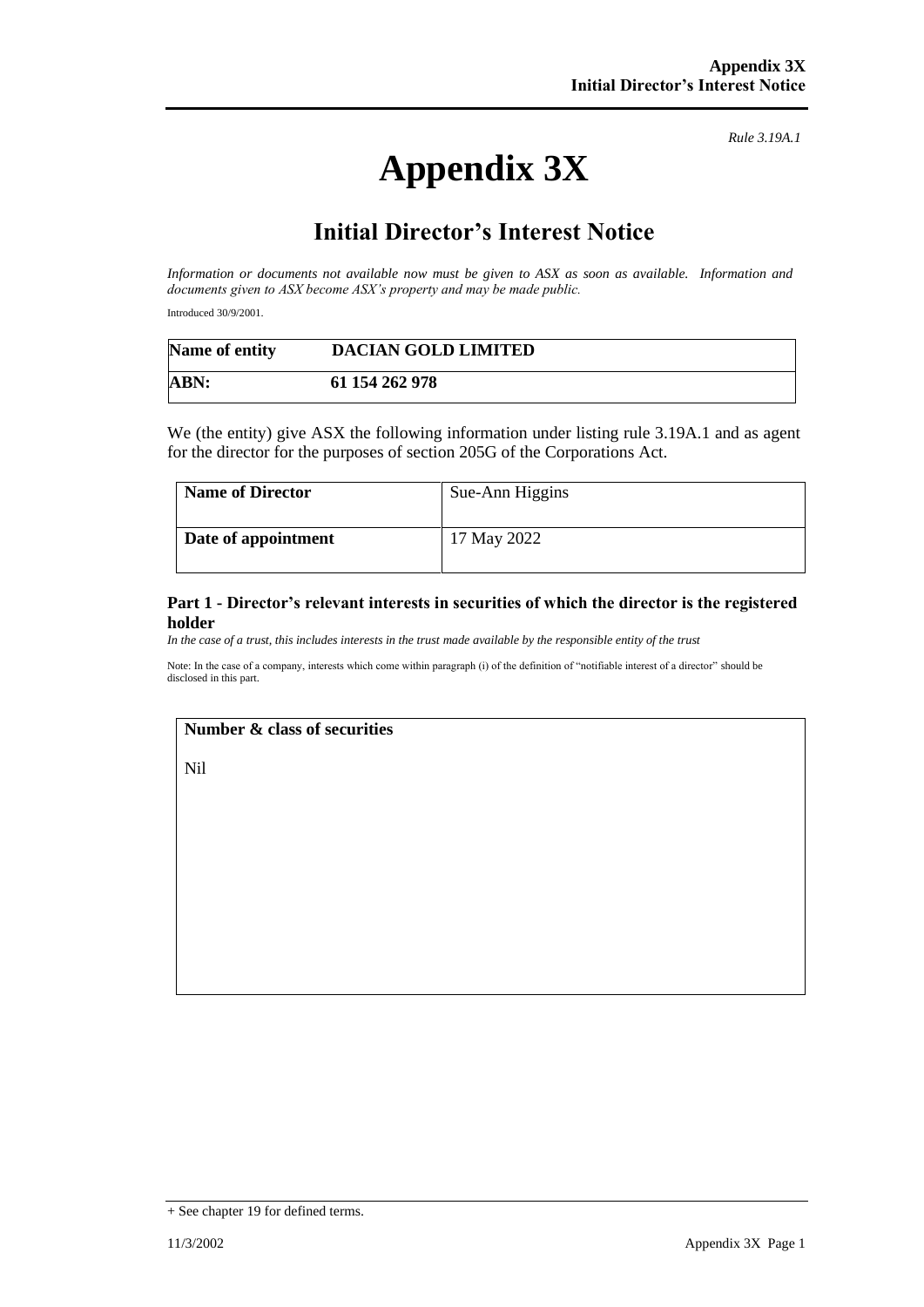*Rule 3.19A.1*

# Appendix 3X

## Initial Director's Interest Notice

*Information or documents not available now must be given to ASX as soon as available. Information and documents given to ASX become ASX's property and may be made public.*

Introduced 30/9/2001.

| **Name of entity** | **DACIAN GOLD LIMITED** |
|---|---|
| **ABN:** | **61 154 262 978** |

We (the entity) give ASX the following information under listing rule 3.19A.1 and as agent for the director for the purposes of section 205G of the Corporations Act.

| **Name of Director** | Sue-Ann Higgins |
|---|---|
| **Date of appointment** | 17 May 2022 |

### Part 1 - Director's relevant interests in securities of which the director is the registered holder

*In the case of a trust, this includes interests in the trust made available by the responsible entity of the trust*

Note: In the case of a company, interests which come within paragraph (i) of the definition of "notifiable interest of a director" should be disclosed in this part.

| **Number & class of securities** |
|---|
| Nil |

+ See chapter 19 for defined terms.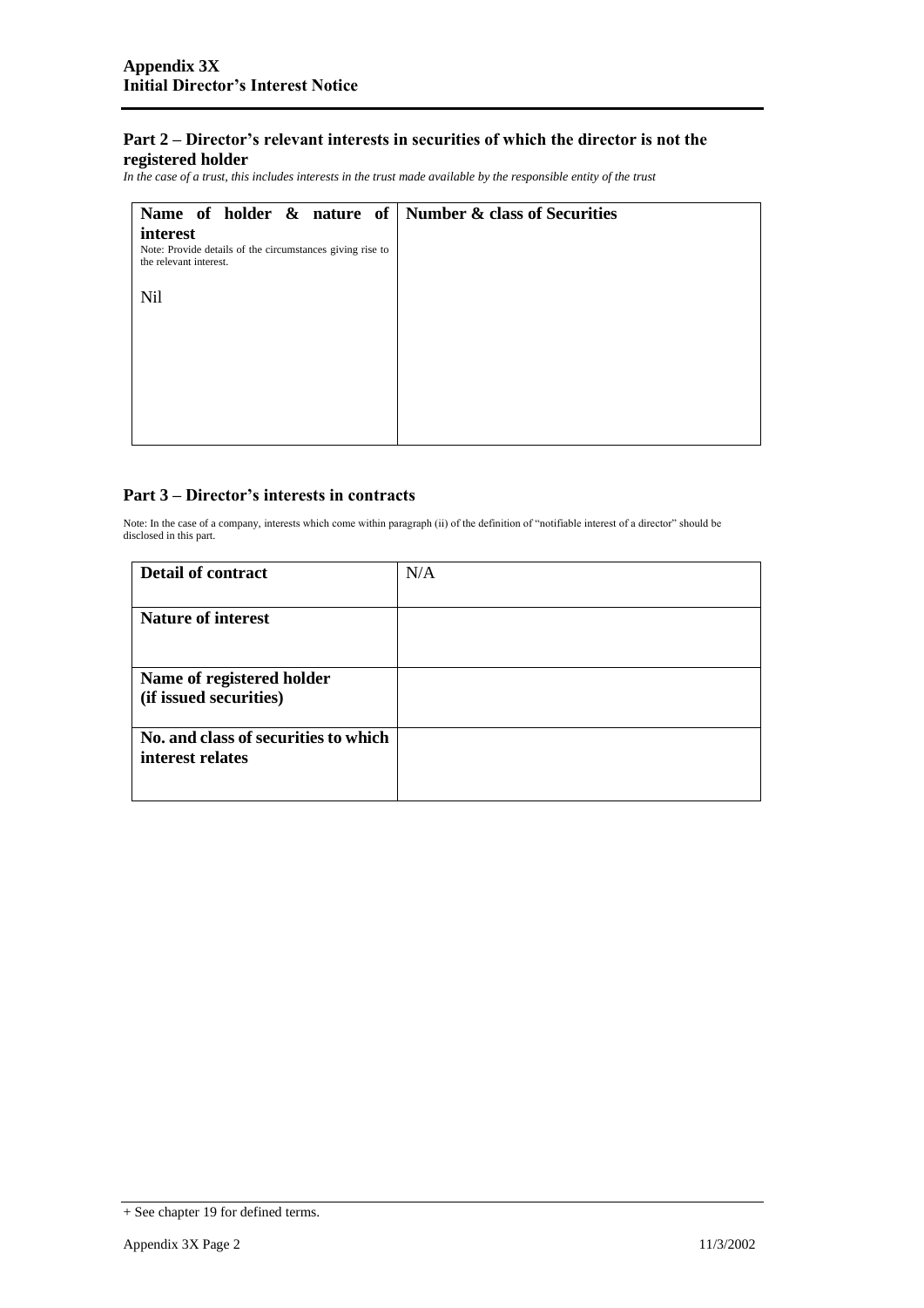## Part 2 – Director's relevant interests in securities of which the director is not the registered holder

*In the case of a trust, this includes interests in the trust made available by the responsible entity of the trust*

| **Name of holder & nature of interest**<br>Note: Provide details of the circumstances giving rise to the relevant interest. | **Number & class of Securities** |
|---|---|
| Nil | |

## Part 3 – Director's interests in contracts

Note: In the case of a company, interests which come within paragraph (ii) of the definition of "notifiable interest of a director" should be disclosed in this part.

| | |
|---|---|
| **Detail of contract** | N/A |
| **Nature of interest** | |
| **Name of registered holder (if issued securities)** | |
| **No. and class of securities to which interest relates** | |

+ See chapter 19 for defined terms.